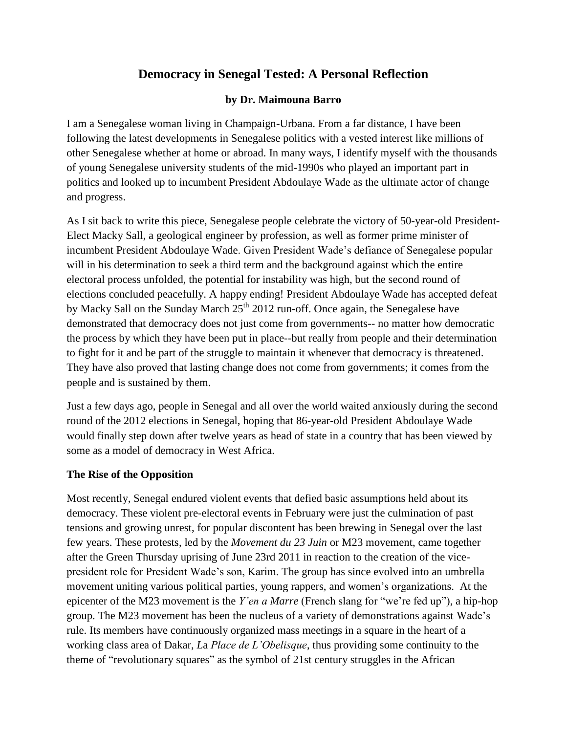# Democracy in Senegal Tested: A Personal Reflection

**by Dr. Maimouna Barro**

I am a Senegalese woman living in Champaign-Urbana. From a far distance, I have been following the latest developments in Senegalese politics with a vested interest like millions of other Senegalese whether at home or abroad. In many ways, I identify myself with the thousands of young Senegalese university students of the mid-1990s who played an important part in politics and looked up to incumbent President Abdoulaye Wade as the ultimate actor of change and progress.

As I sit back to write this piece, Senegalese people celebrate the victory of 50-year-old President-Elect Macky Sall, a geological engineer by profession, as well as former prime minister of incumbent President Abdoulaye Wade. Given President Wade's defiance of Senegalese popular will in his determination to seek a third term and the background against which the entire electoral process unfolded, the potential for instability was high, but the second round of elections concluded peacefully. A happy ending! President Abdoulaye Wade has accepted defeat by Macky Sall on the Sunday March 25th 2012 run-off. Once again, the Senegalese have demonstrated that democracy does not just come from governments-- no matter how democratic the process by which they have been put in place--but really from people and their determination to fight for it and be part of the struggle to maintain it whenever that democracy is threatened. They have also proved that lasting change does not come from governments; it comes from the people and is sustained by them.

Just a few days ago, people in Senegal and all over the world waited anxiously during the second round of the 2012 elections in Senegal, hoping that 86-year-old President Abdoulaye Wade would finally step down after twelve years as head of state in a country that has been viewed by some as a model of democracy in West Africa.

## The Rise of the Opposition

Most recently, Senegal endured violent events that defied basic assumptions held about its democracy. These violent pre-electoral events in February were just the culmination of past tensions and growing unrest, for popular discontent has been brewing in Senegal over the last few years. These protests, led by the *Movement du 23 Juin* or M23 movement, came together after the Green Thursday uprising of June 23rd 2011 in reaction to the creation of the vice-president role for President Wade's son, Karim. The group has since evolved into an umbrella movement uniting various political parties, young rappers, and women's organizations. At the epicenter of the M23 movement is the *Y'en a Marre* (French slang for "we're fed up"), a hip-hop group. The M23 movement has been the nucleus of a variety of demonstrations against Wade's rule. Its members have continuously organized mass meetings in a square in the heart of a working class area of Dakar, *La Place de L'Obelisque*, thus providing some continuity to the theme of "revolutionary squares" as the symbol of 21st century struggles in the African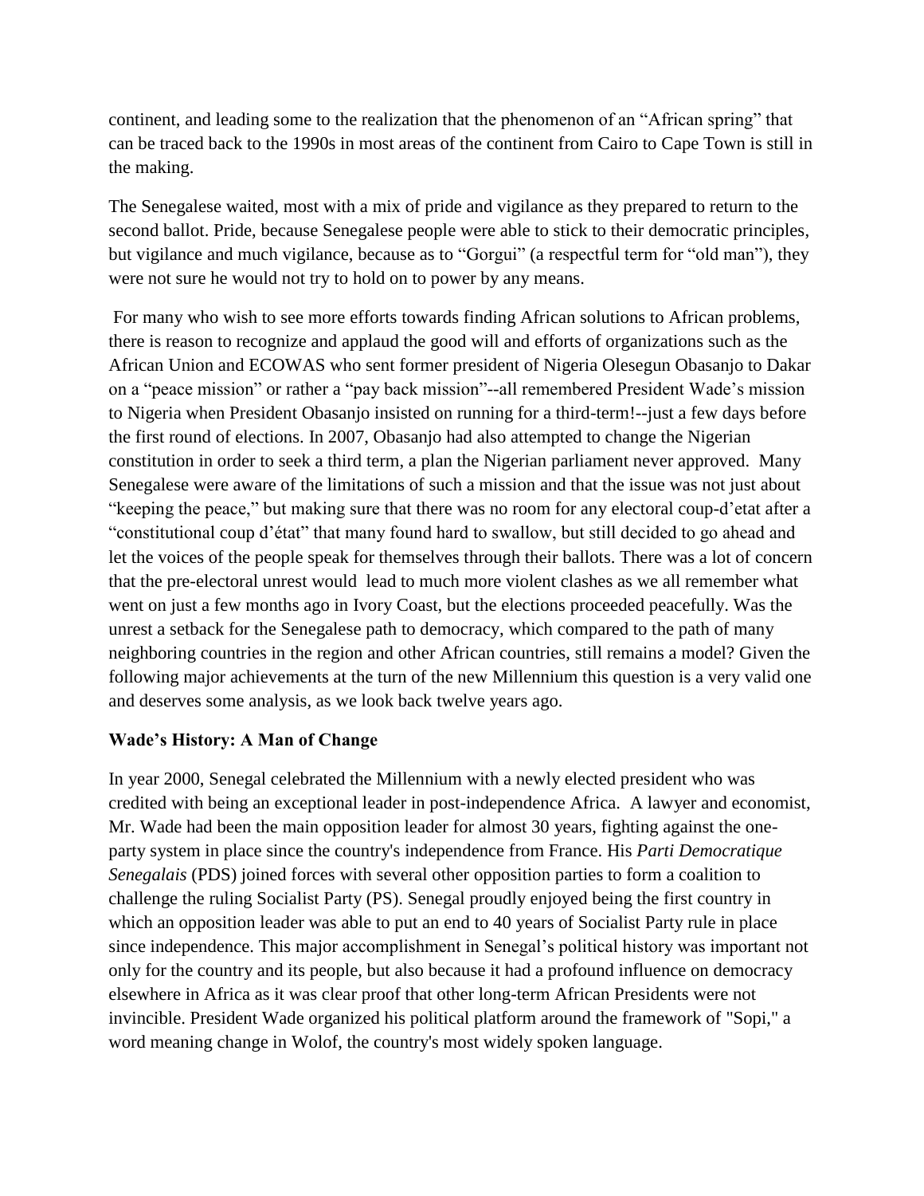continent, and leading some to the realization that the phenomenon of an "African spring" that can be traced back to the 1990s in most areas of the continent from Cairo to Cape Town is still in the making.

The Senegalese waited, most with a mix of pride and vigilance as they prepared to return to the second ballot. Pride, because Senegalese people were able to stick to their democratic principles, but vigilance and much vigilance, because as to "Gorgui" (a respectful term for "old man"), they were not sure he would not try to hold on to power by any means.

For many who wish to see more efforts towards finding African solutions to African problems, there is reason to recognize and applaud the good will and efforts of organizations such as the African Union and ECOWAS who sent former president of Nigeria Olesegun Obasanjo to Dakar on a "peace mission" or rather a "pay back mission"--all remembered President Wade's mission to Nigeria when President Obasanjo insisted on running for a third-term!--just a few days before the first round of elections. In 2007, Obasanjo had also attempted to change the Nigerian constitution in order to seek a third term, a plan the Nigerian parliament never approved. Many Senegalese were aware of the limitations of such a mission and that the issue was not just about "keeping the peace," but making sure that there was no room for any electoral coup-d'etat after a "constitutional coup d'état" that many found hard to swallow, but still decided to go ahead and let the voices of the people speak for themselves through their ballots. There was a lot of concern that the pre-electoral unrest would lead to much more violent clashes as we all remember what went on just a few months ago in Ivory Coast, but the elections proceeded peacefully. Was the unrest a setback for the Senegalese path to democracy, which compared to the path of many neighboring countries in the region and other African countries, still remains a model? Given the following major achievements at the turn of the new Millennium this question is a very valid one and deserves some analysis, as we look back twelve years ago.

### Wade's History: A Man of Change

In year 2000, Senegal celebrated the Millennium with a newly elected president who was credited with being an exceptional leader in post-independence Africa. A lawyer and economist, Mr. Wade had been the main opposition leader for almost 30 years, fighting against the one-party system in place since the country's independence from France. His *Parti Democratique Senegalais* (PDS) joined forces with several other opposition parties to form a coalition to challenge the ruling Socialist Party (PS). Senegal proudly enjoyed being the first country in which an opposition leader was able to put an end to 40 years of Socialist Party rule in place since independence. This major accomplishment in Senegal's political history was important not only for the country and its people, but also because it had a profound influence on democracy elsewhere in Africa as it was clear proof that other long-term African Presidents were not invincible. President Wade organized his political platform around the framework of "Sopi," a word meaning change in Wolof, the country's most widely spoken language.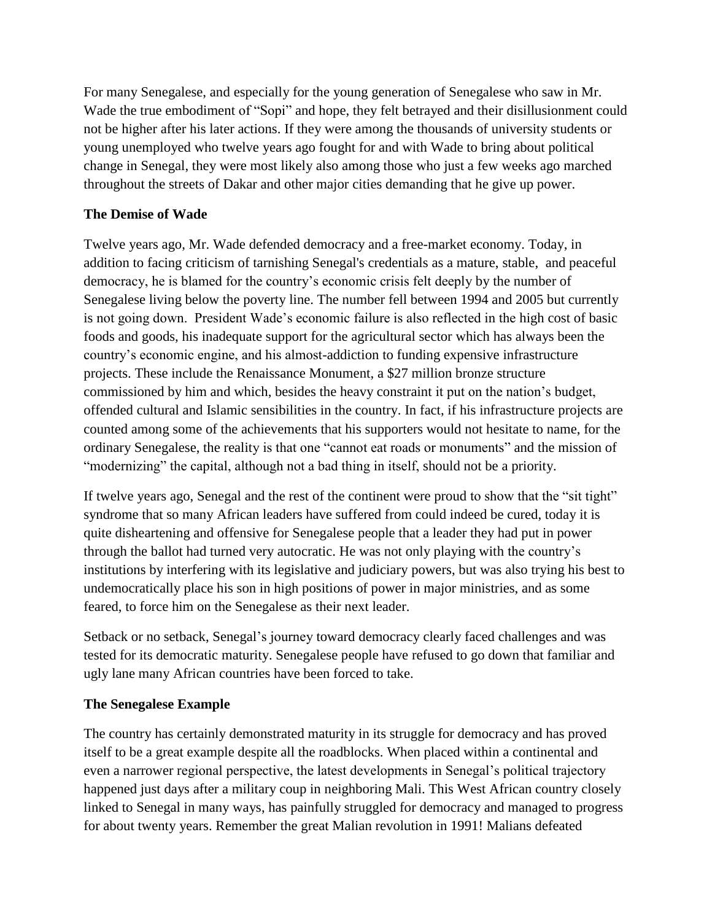For many Senegalese, and especially for the young generation of Senegalese who saw in Mr. Wade the true embodiment of "Sopi" and hope, they felt betrayed and their disillusionment could not be higher after his later actions. If they were among the thousands of university students or young unemployed who twelve years ago fought for and with Wade to bring about political change in Senegal, they were most likely also among those who just a few weeks ago marched throughout the streets of Dakar and other major cities demanding that he give up power.

**The Demise of Wade**

Twelve years ago, Mr. Wade defended democracy and a free-market economy. Today, in addition to facing criticism of tarnishing Senegal's credentials as a mature, stable, and peaceful democracy, he is blamed for the country's economic crisis felt deeply by the number of Senegalese living below the poverty line. The number fell between 1994 and 2005 but currently is not going down. President Wade's economic failure is also reflected in the high cost of basic foods and goods, his inadequate support for the agricultural sector which has always been the country's economic engine, and his almost-addiction to funding expensive infrastructure projects. These include the Renaissance Monument, a $27 million bronze structure commissioned by him and which, besides the heavy constraint it put on the nation's budget, offended cultural and Islamic sensibilities in the country. In fact, if his infrastructure projects are counted among some of the achievements that his supporters would not hesitate to name, for the ordinary Senegalese, the reality is that one "cannot eat roads or monuments" and the mission of "modernizing" the capital, although not a bad thing in itself, should not be a priority.

If twelve years ago, Senegal and the rest of the continent were proud to show that the "sit tight" syndrome that so many African leaders have suffered from could indeed be cured, today it is quite disheartening and offensive for Senegalese people that a leader they had put in power through the ballot had turned very autocratic. He was not only playing with the country's institutions by interfering with its legislative and judiciary powers, but was also trying his best to undemocratically place his son in high positions of power in major ministries, and as some feared, to force him on the Senegalese as their next leader.

Setback or no setback, Senegal's journey toward democracy clearly faced challenges and was tested for its democratic maturity. Senegalese people have refused to go down that familiar and ugly lane many African countries have been forced to take.

**The Senegalese Example**

The country has certainly demonstrated maturity in its struggle for democracy and has proved itself to be a great example despite all the roadblocks. When placed within a continental and even a narrower regional perspective, the latest developments in Senegal's political trajectory happened just days after a military coup in neighboring Mali. This West African country closely linked to Senegal in many ways, has painfully struggled for democracy and managed to progress for about twenty years. Remember the great Malian revolution in 1991! Malians defeated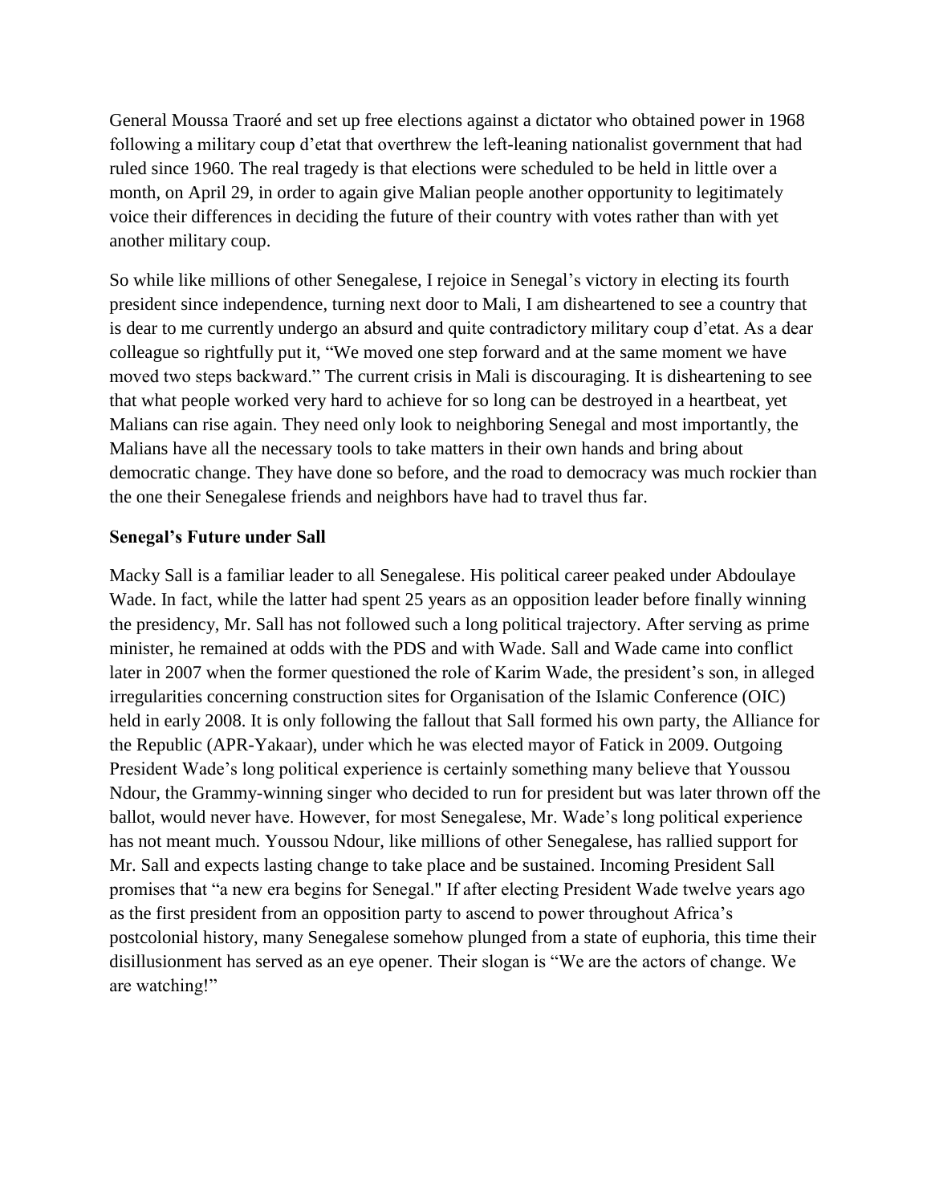General Moussa Traoré and set up free elections against a dictator who obtained power in 1968 following a military coup d'etat that overthrew the left-leaning nationalist government that had ruled since 1960. The real tragedy is that elections were scheduled to be held in little over a month, on April 29, in order to again give Malian people another opportunity to legitimately voice their differences in deciding the future of their country with votes rather than with yet another military coup.

So while like millions of other Senegalese, I rejoice in Senegal's victory in electing its fourth president since independence, turning next door to Mali, I am disheartened to see a country that is dear to me currently undergo an absurd and quite contradictory military coup d'etat. As a dear colleague so rightfully put it, "We moved one step forward and at the same moment we have moved two steps backward." The current crisis in Mali is discouraging. It is disheartening to see that what people worked very hard to achieve for so long can be destroyed in a heartbeat, yet Malians can rise again. They need only look to neighboring Senegal and most importantly, the Malians have all the necessary tools to take matters in their own hands and bring about democratic change. They have done so before, and the road to democracy was much rockier than the one their Senegalese friends and neighbors have had to travel thus far.

**Senegal's Future under Sall**

Macky Sall is a familiar leader to all Senegalese. His political career peaked under Abdoulaye Wade. In fact, while the latter had spent 25 years as an opposition leader before finally winning the presidency, Mr. Sall has not followed such a long political trajectory. After serving as prime minister, he remained at odds with the PDS and with Wade. Sall and Wade came into conflict later in 2007 when the former questioned the role of Karim Wade, the president's son, in alleged irregularities concerning construction sites for Organisation of the Islamic Conference (OIC) held in early 2008. It is only following the fallout that Sall formed his own party, the Alliance for the Republic (APR-Yakaar), under which he was elected mayor of Fatick in 2009. Outgoing President Wade's long political experience is certainly something many believe that Youssou Ndour, the Grammy-winning singer who decided to run for president but was later thrown off the ballot, would never have. However, for most Senegalese, Mr. Wade's long political experience has not meant much. Youssou Ndour, like millions of other Senegalese, has rallied support for Mr. Sall and expects lasting change to take place and be sustained. Incoming President Sall promises that "a new era begins for Senegal." If after electing President Wade twelve years ago as the first president from an opposition party to ascend to power throughout Africa's postcolonial history, many Senegalese somehow plunged from a state of euphoria, this time their disillusionment has served as an eye opener. Their slogan is "We are the actors of change. We are watching!"